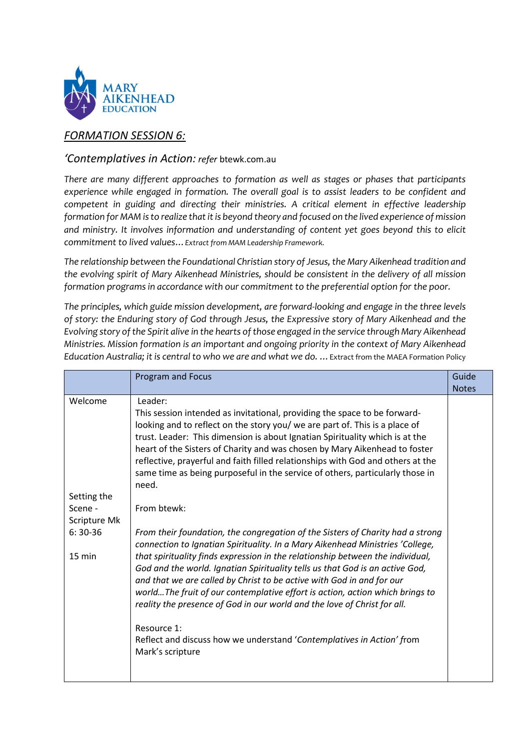MARY AIKENHEAD EDUCATION

## *FORMATION SESSION 6:*

### *'Contemplatives in Action: refer* btewk.com.au

*There are many different approaches to formation as well as stages or phases that participants experience while engaged in formation. The overall goal is to assist leaders to be confident and competent in guiding and directing their ministries. A critical element in effective leadership formation for MAM is to realize that it is beyond theory and focused on the lived experience of mission and ministry. It involves information and understanding of content yet goes beyond this to elicit commitment to lived values…* *Extract from MAM Leadership Framework.*

*The relationship between the Foundational Christian story of Jesus, the Mary Aikenhead tradition and the evolving spirit of Mary Aikenhead Ministries, should be consistent in the delivery of all mission formation programs in accordance with our commitment to the preferential option for the poor.*

*The principles, which guide mission development, are forward-looking and engage in the three levels of story: the Enduring story of God through Jesus, the Expressive story of Mary Aikenhead and the Evolving story of the Spirit alive in the hearts of those engaged in the service through Mary Aikenhead Ministries. Mission formation is an important and ongoing priority in the context of Mary Aikenhead Education Australia; it is central to who we are and what we do. …* Extract from the MAEA Formation Policy

| | Program and Focus | Guide Notes |
|---|---|---|
| Welcome<br><br>Setting the Scene - Scripture Mk 6: 30-36<br><br>15 min | Leader:<br>This session intended as invitational, providing the space to be forward-looking and to reflect on the story you/ we are part of. This is a place of trust. Leader: This dimension is about Ignatian Spirituality which is at the heart of the Sisters of Charity and was chosen by Mary Aikenhead to foster reflective, prayerful and faith filled relationships with God and others at the same time as being purposeful in the service of others, particularly those in need.<br><br>From btewk:<br><br>*From their foundation, the congregation of the Sisters of Charity had a strong connection to Ignatian Spirituality. In a Mary Aikenhead Ministries 'College, that spirituality finds expression in the relationship between the individual, God and the world. Ignatian Spirituality tells us that God is an active God, and that we are called by Christ to be active with God in and for our world…The fruit of our contemplative effort is action, action which brings to reality the presence of God in our world and the love of Christ for all.*<br><br>Resource 1:<br>Reflect and discuss how we understand '*Contemplatives in Action'* from Mark's scripture | |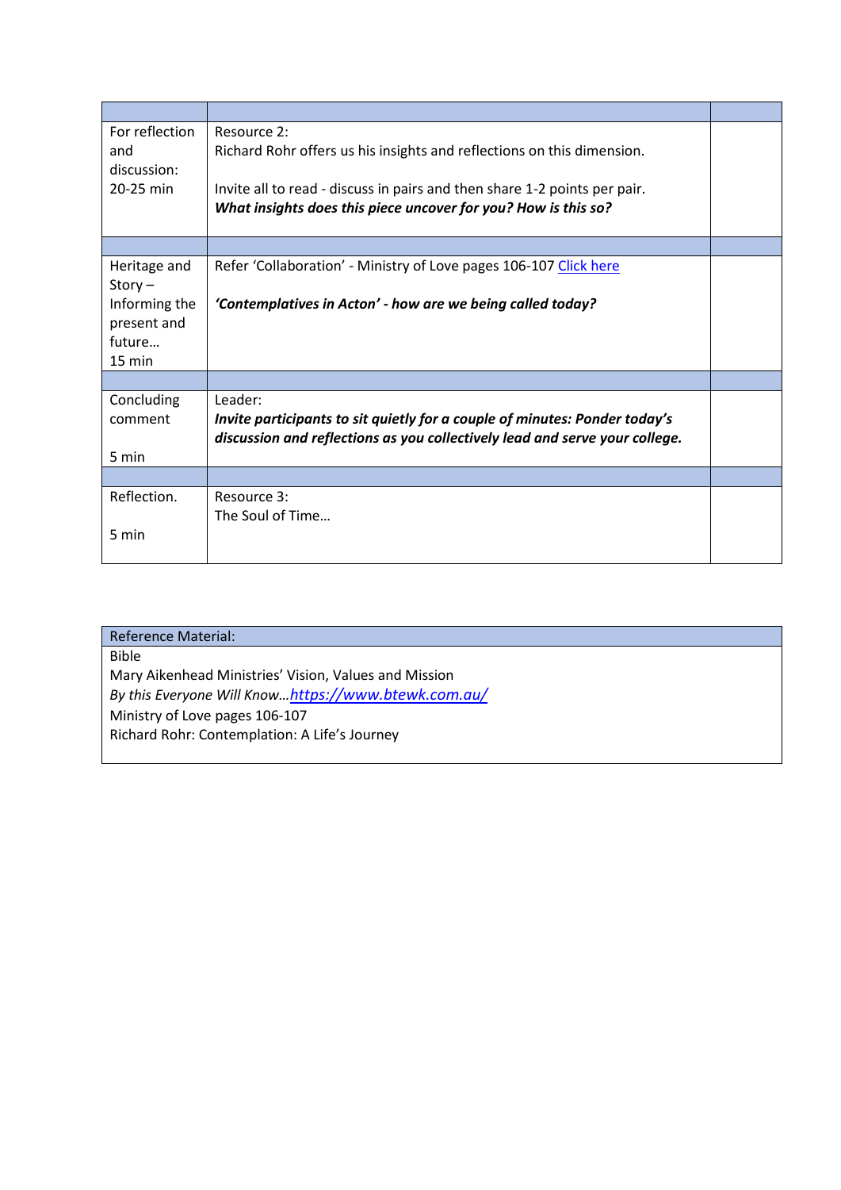| | | |
|---|---|---|
| For reflection and discussion: 20-25 min | Resource 2: Richard Rohr offers us his insights and reflections on this dimension.<br><br>Invite all to read - discuss in pairs and then share 1-2 points per pair. ***What insights does this piece uncover for you? How is this so?*** | |
| | | |
| Heritage and Story – Informing the present and future… 15 min | Refer 'Collaboration' - Ministry of Love pages 106-107 Click here<br><br>***'Contemplatives in Acton' - how are we being called today?*** | |
| | | |
| Concluding comment<br><br>5 min | Leader: ***Invite participants to sit quietly for a couple of minutes: Ponder today's discussion and reflections as you collectively lead and serve your college.*** | |
| | | |
| Reflection.<br><br>5 min | Resource 3: The Soul of Time… | |

| Reference Material: |
|---|
| Bible<br>Mary Aikenhead Ministries' Vision, Values and Mission<br>*By this Everyone Will Know…https://www.btewk.com.au/*<br>Ministry of Love pages 106-107<br>Richard Rohr: Contemplation: A Life's Journey |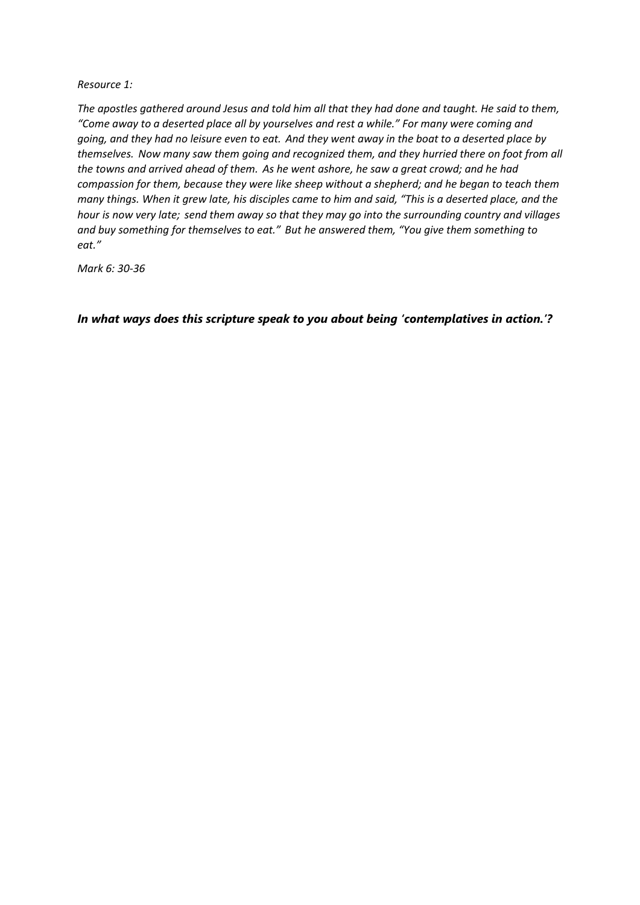*Resource 1:*

*The apostles gathered around Jesus and told him all that they had done and taught. He said to them, "Come away to a deserted place all by yourselves and rest a while." For many were coming and going, and they had no leisure even to eat. And they went away in the boat to a deserted place by themselves. Now many saw them going and recognized them, and they hurried there on foot from all the towns and arrived ahead of them. As he went ashore, he saw a great crowd; and he had compassion for them, because they were like sheep without a shepherd; and he began to teach them many things. When it grew late, his disciples came to him and said, "This is a deserted place, and the hour is now very late; send them away so that they may go into the surrounding country and villages and buy something for themselves to eat." But he answered them, "You give them something to eat."*

*Mark 6: 30-36*

***In what ways does this scripture speak to you about being 'contemplatives in action.'?***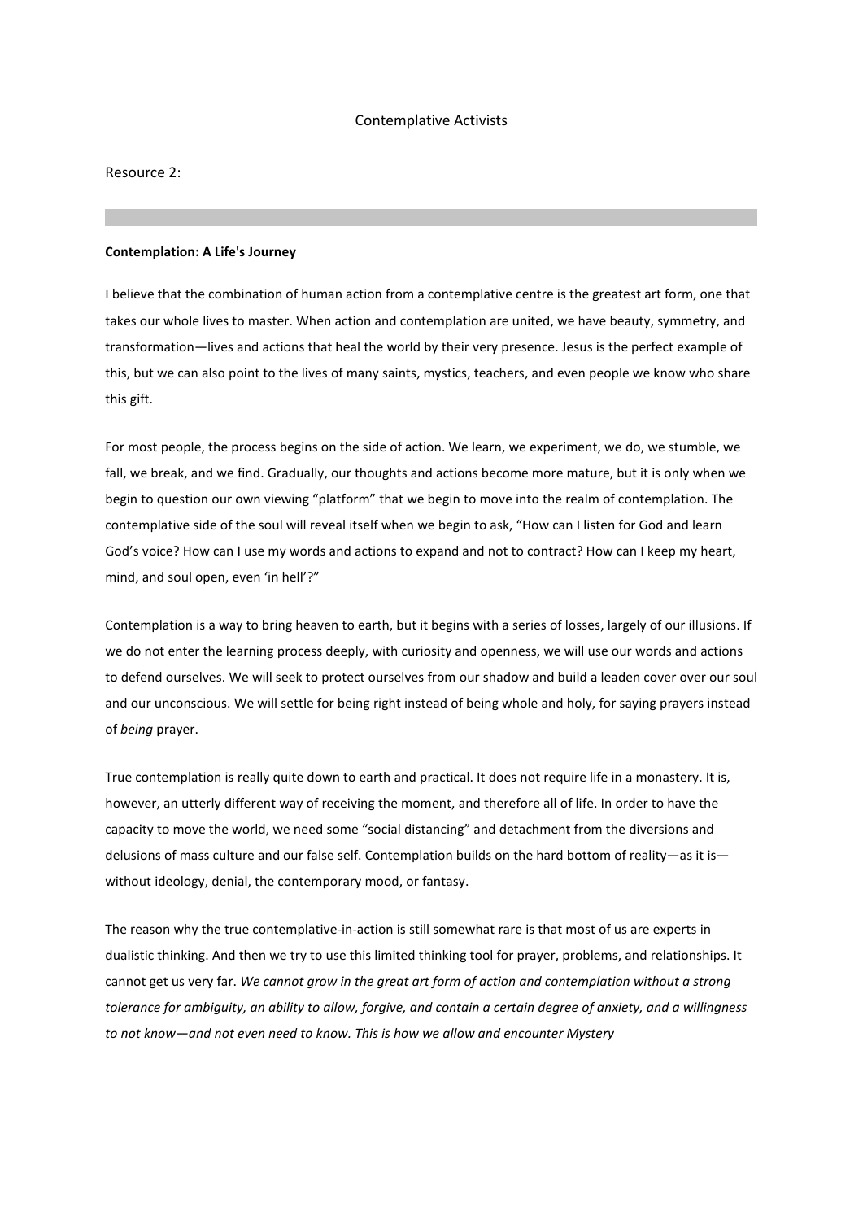Contemplative Activists

Resource 2:

---

**Contemplation: A Life's Journey**

I believe that the combination of human action from a contemplative centre is the greatest art form, one that takes our whole lives to master. When action and contemplation are united, we have beauty, symmetry, and transformation—lives and actions that heal the world by their very presence. Jesus is the perfect example of this, but we can also point to the lives of many saints, mystics, teachers, and even people we know who share this gift.

For most people, the process begins on the side of action. We learn, we experiment, we do, we stumble, we fall, we break, and we find. Gradually, our thoughts and actions become more mature, but it is only when we begin to question our own viewing "platform" that we begin to move into the realm of contemplation. The contemplative side of the soul will reveal itself when we begin to ask, "How can I listen for God and learn God's voice? How can I use my words and actions to expand and not to contract? How can I keep my heart, mind, and soul open, even 'in hell'?"

Contemplation is a way to bring heaven to earth, but it begins with a series of losses, largely of our illusions. If we do not enter the learning process deeply, with curiosity and openness, we will use our words and actions to defend ourselves. We will seek to protect ourselves from our shadow and build a leaden cover over our soul and our unconscious. We will settle for being right instead of being whole and holy, for saying prayers instead of *being* prayer.

True contemplation is really quite down to earth and practical. It does not require life in a monastery. It is, however, an utterly different way of receiving the moment, and therefore all of life. In order to have the capacity to move the world, we need some "social distancing" and detachment from the diversions and delusions of mass culture and our false self. Contemplation builds on the hard bottom of reality—as it is—without ideology, denial, the contemporary mood, or fantasy.

The reason why the true contemplative-in-action is still somewhat rare is that most of us are experts in dualistic thinking. And then we try to use this limited thinking tool for prayer, problems, and relationships. It cannot get us very far. *We cannot grow in the great art form of action and contemplation without a strong tolerance for ambiguity, an ability to allow, forgive, and contain a certain degree of anxiety, and a willingness to not know—and not even need to know. This is how we allow and encounter Mystery*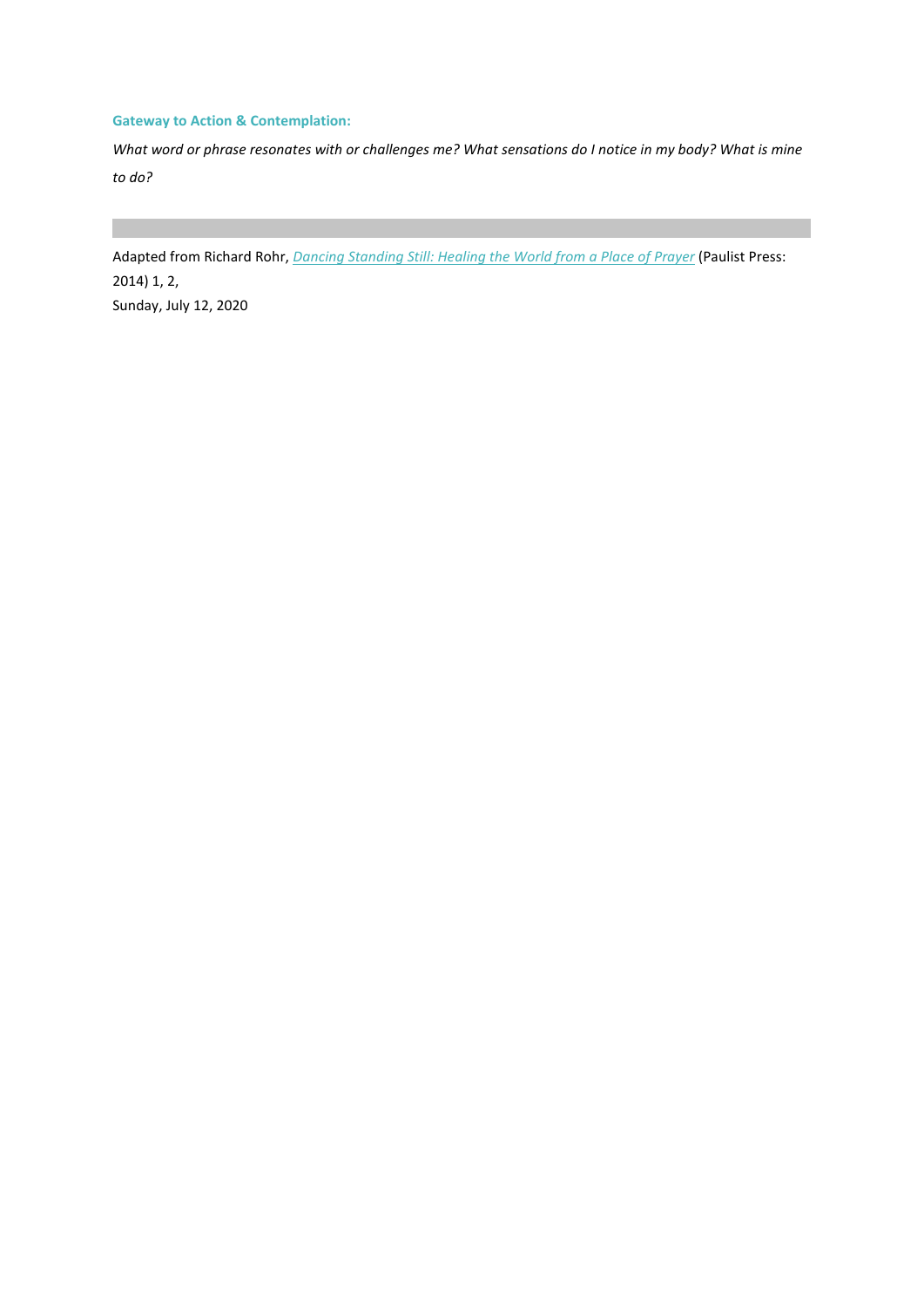**Gateway to Action & Contemplation:**

*What word or phrase resonates with or challenges me? What sensations do I notice in my body? What is mine to do?*

---

Adapted from Richard Rohr, *Dancing Standing Still: Healing the World from a Place of Prayer* (Paulist Press: 2014) 1, 2,

Sunday, July 12, 2020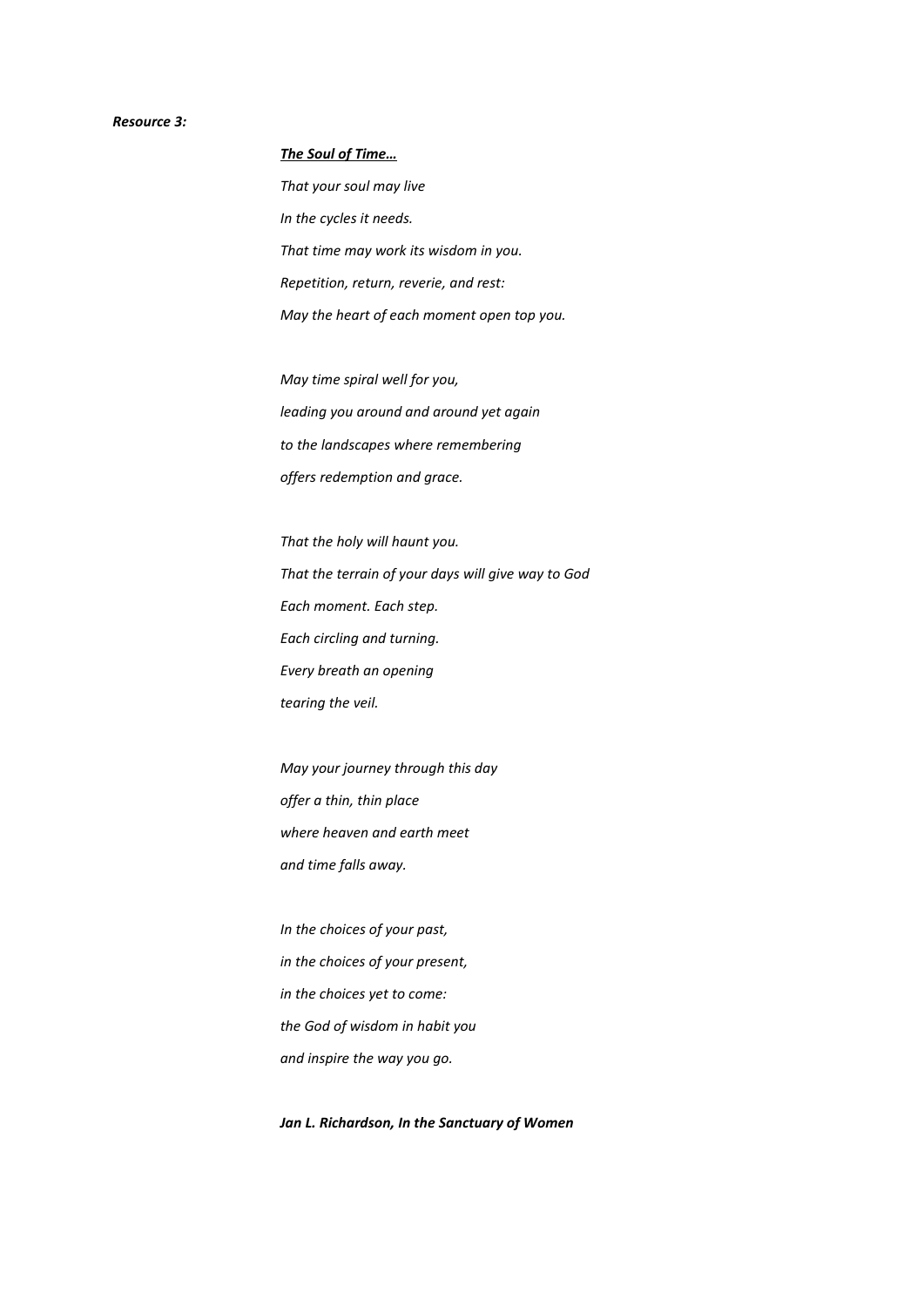***Resource 3:***

***<u>The Soul of Time…</u>***

*That your soul may live*
*In the cycles it needs.*
*That time may work its wisdom in you.*
*Repetition, return, reverie, and rest:*
*May the heart of each moment open top you.*

*May time spiral well for you,*
*leading you around and around yet again*
*to the landscapes where remembering*
*offers redemption and grace.*

*That the holy will haunt you.*
*That the terrain of your days will give way to God*
*Each moment. Each step.*
*Each circling and turning.*
*Every breath an opening*
*tearing the veil.*

*May your journey through this day*
*offer a thin, thin place*
*where heaven and earth meet*
*and time falls away.*

*In the choices of your past,*
*in the choices of your present,*
*in the choices yet to come:*
*the God of wisdom in habit you*
*and inspire the way you go.*

***Jan L. Richardson, In the Sanctuary of Women***